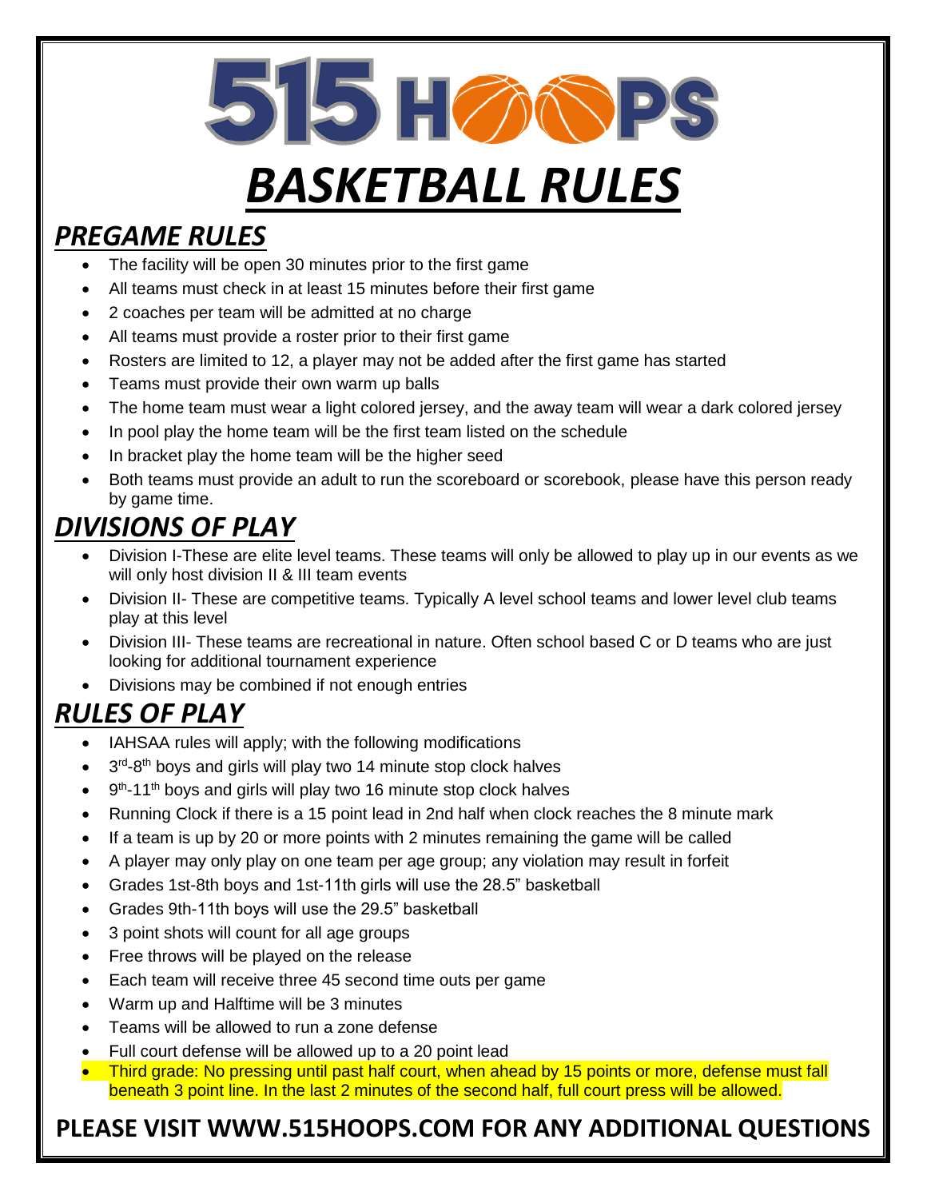# 515 HOOPS

# *BASKETBALL RULES*

## *PREGAME RULES*

- The facility will be open 30 minutes prior to the first game
- All teams must check in at least 15 minutes before their first game
- 2 coaches per team will be admitted at no charge
- All teams must provide a roster prior to their first game
- Rosters are limited to 12, a player may not be added after the first game has started
- Teams must provide their own warm up balls
- The home team must wear a light colored jersey, and the away team will wear a dark colored jersey
- In pool play the home team will be the first team listed on the schedule
- In bracket play the home team will be the higher seed
- Both teams must provide an adult to run the scoreboard or scorebook, please have this person ready by game time.

## *DIVISIONS OF PLAY*

- Division I-These are elite level teams. These teams will only be allowed to play up in our events as we will only host division II & III team events
- Division II- These are competitive teams. Typically A level school teams and lower level club teams play at this level
- Division III- These teams are recreational in nature. Often school based C or D teams who are just looking for additional tournament experience
- Divisions may be combined if not enough entries

## *RULES OF PLAY*

- IAHSAA rules will apply; with the following modifications
- 3rd-8th boys and girls will play two 14 minute stop clock halves
- 9th-11th boys and girls will play two 16 minute stop clock halves
- Running Clock if there is a 15 point lead in 2nd half when clock reaches the 8 minute mark
- If a team is up by 20 or more points with 2 minutes remaining the game will be called
- A player may only play on one team per age group; any violation may result in forfeit
- Grades 1st-8th boys and 1st-11th girls will use the 28.5" basketball
- Grades 9th-11th boys will use the 29.5" basketball
- 3 point shots will count for all age groups
- Free throws will be played on the release
- Each team will receive three 45 second time outs per game
- Warm up and Halftime will be 3 minutes
- Teams will be allowed to run a zone defense
- Full court defense will be allowed up to a 20 point lead
- Third grade: No pressing until past half court, when ahead by 15 points or more, defense must fall beneath 3 point line. In the last 2 minutes of the second half, full court press will be allowed.

**PLEASE VISIT WWW.515HOOPS.COM FOR ANY ADDITIONAL QUESTIONS**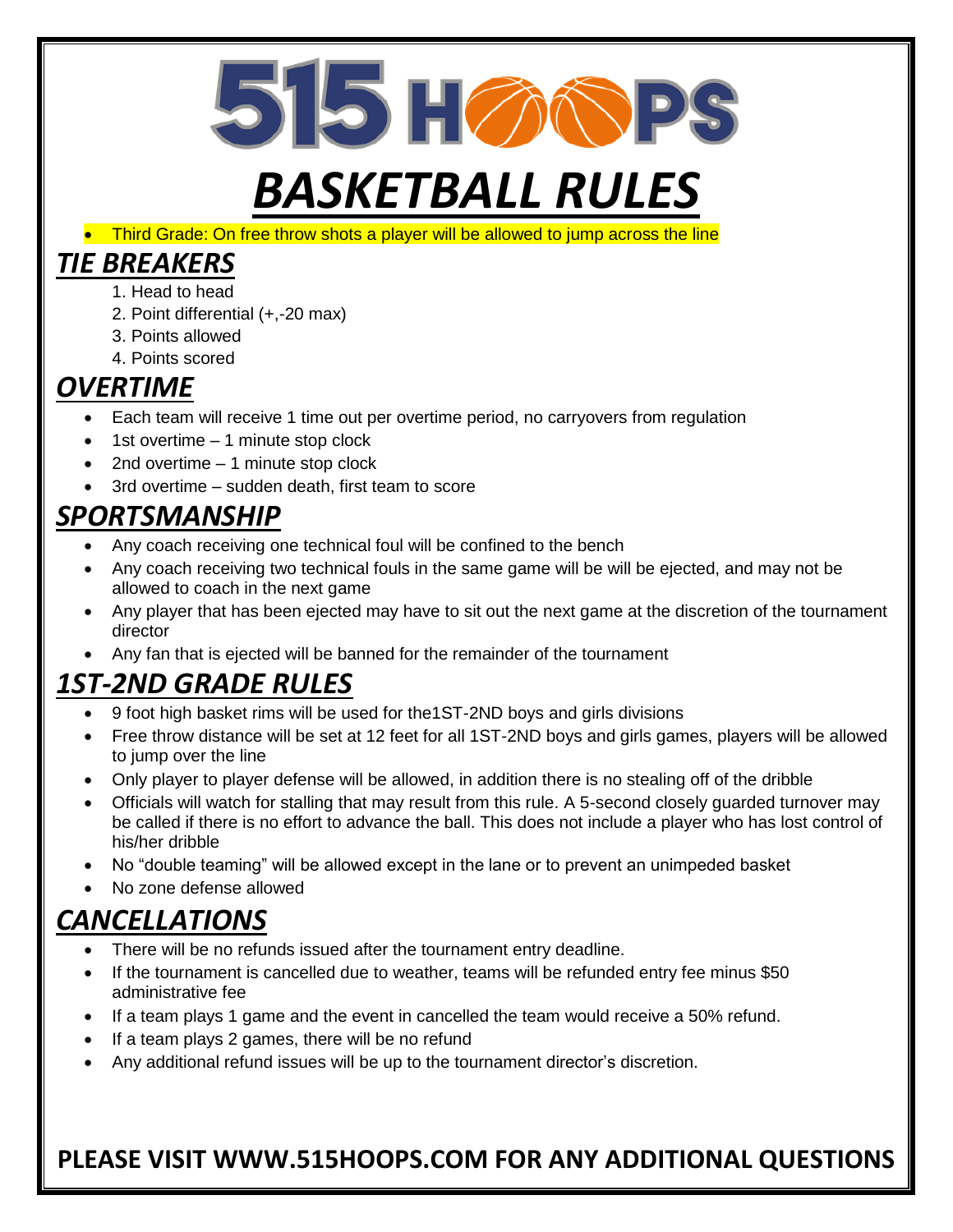# 515 HOOPS

# BASKETBALL RULES

- Third Grade: On free throw shots a player will be allowed to jump across the line

## TIE BREAKERS

1. Head to head
2. Point differential (+,-20 max)
3. Points allowed
4. Points scored

## OVERTIME

- Each team will receive 1 time out per overtime period, no carryovers from regulation
- 1st overtime – 1 minute stop clock
- 2nd overtime – 1 minute stop clock
- 3rd overtime – sudden death, first team to score

## SPORTSMANSHIP

- Any coach receiving one technical foul will be confined to the bench
- Any coach receiving two technical fouls in the same game will be will be ejected, and may not be allowed to coach in the next game
- Any player that has been ejected may have to sit out the next game at the discretion of the tournament director
- Any fan that is ejected will be banned for the remainder of the tournament

## 1ST-2ND GRADE RULES

- 9 foot high basket rims will be used for the1ST-2ND boys and girls divisions
- Free throw distance will be set at 12 feet for all 1ST-2ND boys and girls games, players will be allowed to jump over the line
- Only player to player defense will be allowed, in addition there is no stealing off of the dribble
- Officials will watch for stalling that may result from this rule. A 5-second closely guarded turnover may be called if there is no effort to advance the ball. This does not include a player who has lost control of his/her dribble
- No "double teaming" will be allowed except in the lane or to prevent an unimpeded basket
- No zone defense allowed

## CANCELLATIONS

- There will be no refunds issued after the tournament entry deadline.
- If the tournament is cancelled due to weather, teams will be refunded entry fee minus $50 administrative fee
- If a team plays 1 game and the event in cancelled the team would receive a 50% refund.
- If a team plays 2 games, there will be no refund
- Any additional refund issues will be up to the tournament director's discretion.

**PLEASE VISIT WWW.515HOOPS.COM FOR ANY ADDITIONAL QUESTIONS**